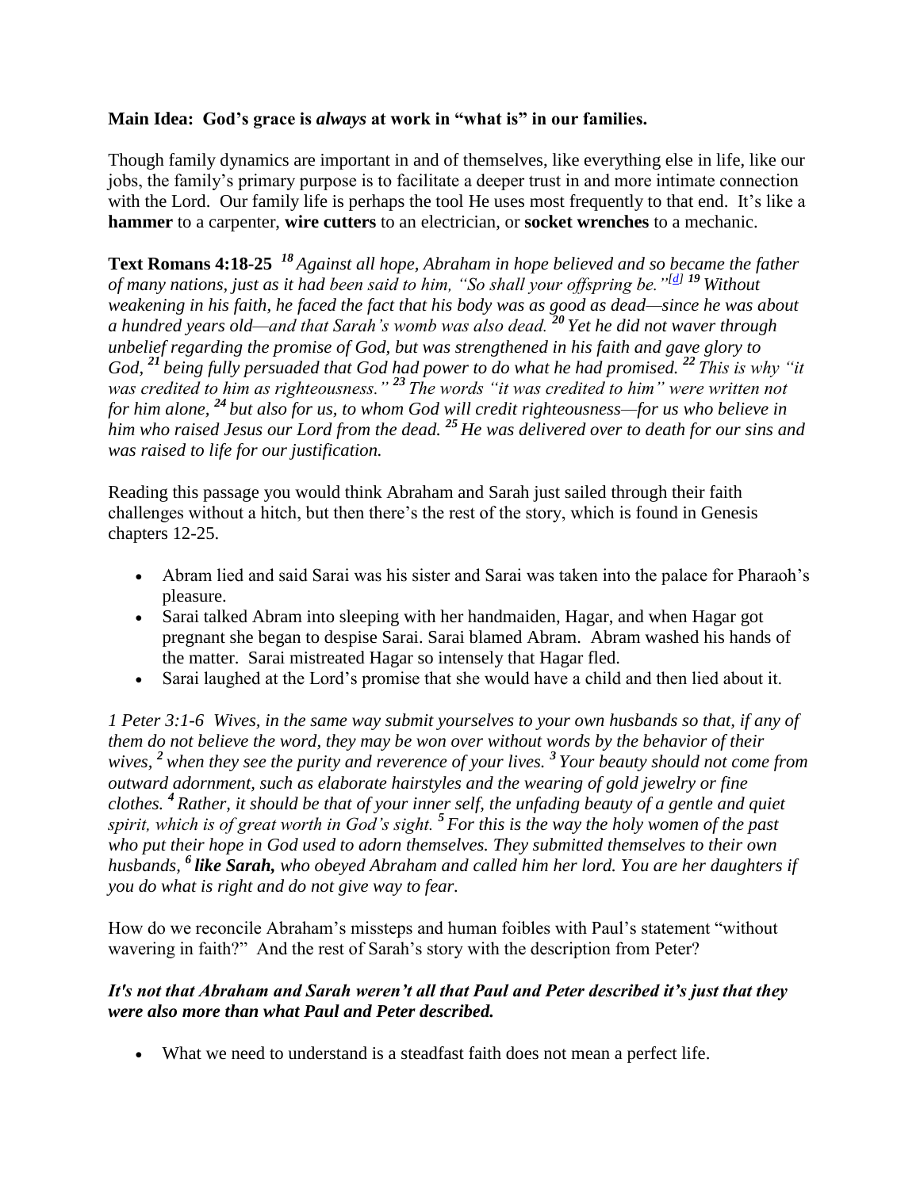**Main Idea: God's grace is *always* at work in "what is" in our families.**

Though family dynamics are important in and of themselves, like everything else in life, like our jobs, the family's primary purpose is to facilitate a deeper trust in and more intimate connection with the Lord. Our family life is perhaps the tool He uses most frequently to that end. It's like a **hammer** to a carpenter, **wire cutters** to an electrician, or **socket wrenches** to a mechanic.

**Text Romans 4:18-25** *18 Against all hope, Abraham in hope believed and so became the father of many nations, just as it had been said to him, "So shall your offspring be."[d] 19 Without weakening in his faith, he faced the fact that his body was as good as dead—since he was about a hundred years old—and that Sarah's womb was also dead. 20 Yet he did not waver through unbelief regarding the promise of God, but was strengthened in his faith and gave glory to God, 21 being fully persuaded that God had power to do what he had promised. 22 This is why "it was credited to him as righteousness." 23 The words "it was credited to him" were written not for him alone, 24 but also for us, to whom God will credit righteousness—for us who believe in him who raised Jesus our Lord from the dead. 25 He was delivered over to death for our sins and was raised to life for our justification.*

Reading this passage you would think Abraham and Sarah just sailed through their faith challenges without a hitch, but then there's the rest of the story, which is found in Genesis chapters 12-25.

- Abram lied and said Sarai was his sister and Sarai was taken into the palace for Pharaoh's pleasure.
- Sarai talked Abram into sleeping with her handmaiden, Hagar, and when Hagar got pregnant she began to despise Sarai. Sarai blamed Abram. Abram washed his hands of the matter. Sarai mistreated Hagar so intensely that Hagar fled.
- Sarai laughed at the Lord's promise that she would have a child and then lied about it.

*1 Peter 3:1-6 Wives, in the same way submit yourselves to your own husbands so that, if any of them do not believe the word, they may be won over without words by the behavior of their wives, 2 when they see the purity and reverence of your lives. 3 Your beauty should not come from outward adornment, such as elaborate hairstyles and the wearing of gold jewelry or fine clothes. 4 Rather, it should be that of your inner self, the unfading beauty of a gentle and quiet spirit, which is of great worth in God's sight. 5 For this is the way the holy women of the past who put their hope in God used to adorn themselves. They submitted themselves to their own husbands, 6* ***like Sarah,*** *who obeyed Abraham and called him her lord. You are her daughters if you do what is right and do not give way to fear.*

How do we reconcile Abraham's missteps and human foibles with Paul's statement "without wavering in faith?" And the rest of Sarah's story with the description from Peter?

***It's not that Abraham and Sarah weren't all that Paul and Peter described it's just that they were also more than what Paul and Peter described.***

- What we need to understand is a steadfast faith does not mean a perfect life.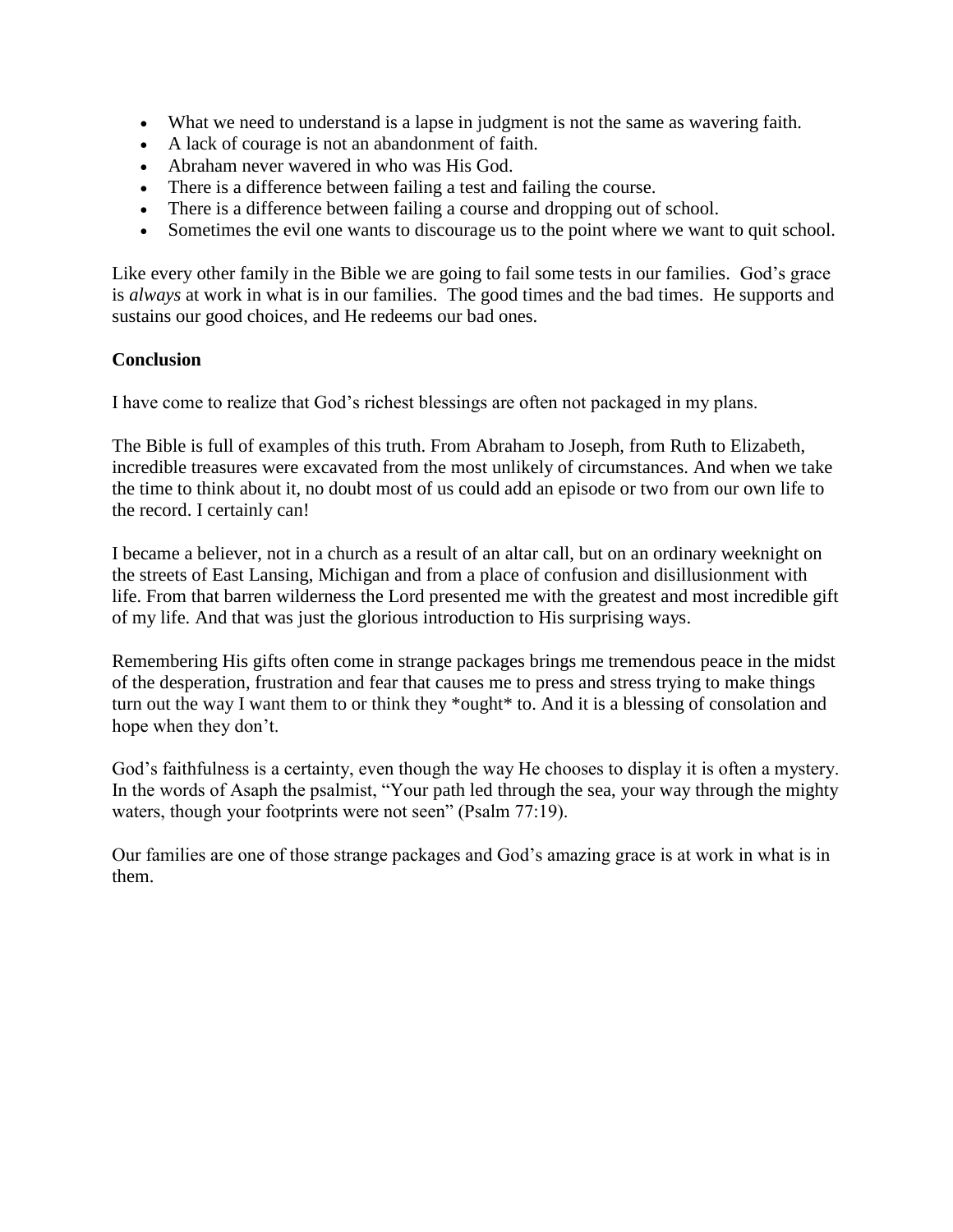- What we need to understand is a lapse in judgment is not the same as wavering faith.
- A lack of courage is not an abandonment of faith.
- Abraham never wavered in who was His God.
- There is a difference between failing a test and failing the course.
- There is a difference between failing a course and dropping out of school.
- Sometimes the evil one wants to discourage us to the point where we want to quit school.

Like every other family in the Bible we are going to fail some tests in our families. God's grace is *always* at work in what is in our families. The good times and the bad times. He supports and sustains our good choices, and He redeems our bad ones.

**Conclusion**

I have come to realize that God's richest blessings are often not packaged in my plans.

The Bible is full of examples of this truth. From Abraham to Joseph, from Ruth to Elizabeth, incredible treasures were excavated from the most unlikely of circumstances. And when we take the time to think about it, no doubt most of us could add an episode or two from our own life to the record. I certainly can!

I became a believer, not in a church as a result of an altar call, but on an ordinary weeknight on the streets of East Lansing, Michigan and from a place of confusion and disillusionment with life. From that barren wilderness the Lord presented me with the greatest and most incredible gift of my life. And that was just the glorious introduction to His surprising ways.

Remembering His gifts often come in strange packages brings me tremendous peace in the midst of the desperation, frustration and fear that causes me to press and stress trying to make things turn out the way I want them to or think they *ought* to. And it is a blessing of consolation and hope when they don't.

God's faithfulness is a certainty, even though the way He chooses to display it is often a mystery. In the words of Asaph the psalmist, "Your path led through the sea, your way through the mighty waters, though your footprints were not seen" (Psalm 77:19).

Our families are one of those strange packages and God's amazing grace is at work in what is in them.